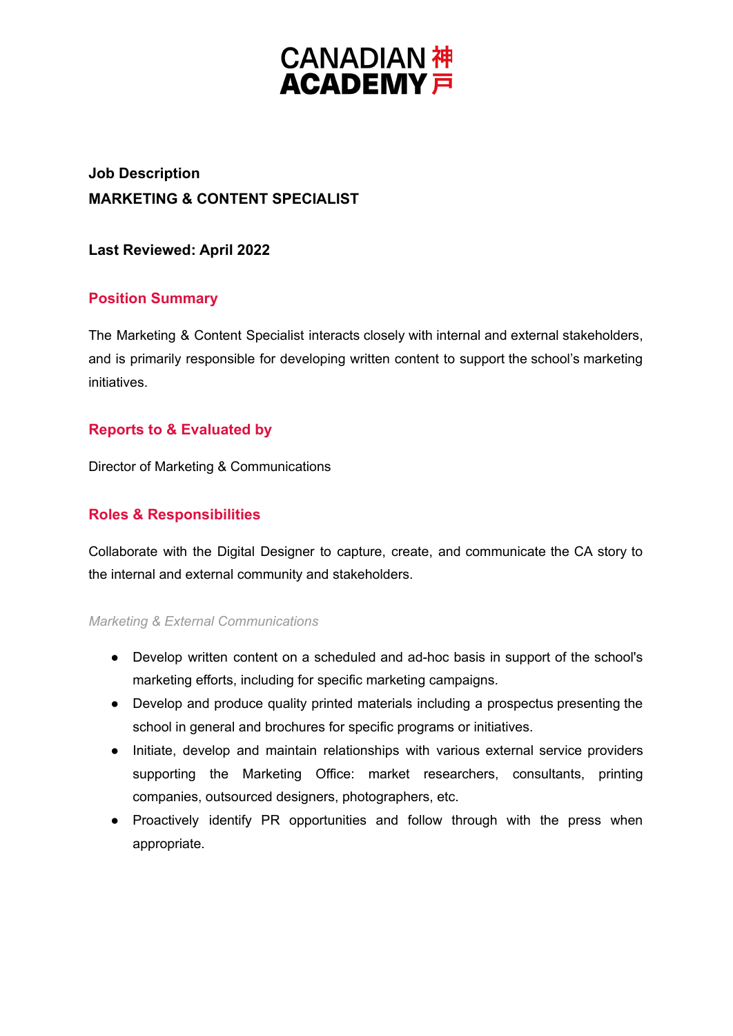CANADIAN 神
ACADEMY 戸

**Job Description**
**MARKETING & CONTENT SPECIALIST**

**Last Reviewed: April 2022**

## Position Summary

The Marketing & Content Specialist interacts closely with internal and external stakeholders, and is primarily responsible for developing written content to support the school's marketing initiatives.

## Reports to & Evaluated by

Director of Marketing & Communications

## Roles & Responsibilities

Collaborate with the Digital Designer to capture, create, and communicate the CA story to the internal and external community and stakeholders.

*Marketing & External Communications*

- Develop written content on a scheduled and ad-hoc basis in support of the school's marketing efforts, including for specific marketing campaigns.
- Develop and produce quality printed materials including a prospectus presenting the school in general and brochures for specific programs or initiatives.
- Initiate, develop and maintain relationships with various external service providers supporting the Marketing Office: market researchers, consultants, printing companies, outsourced designers, photographers, etc.
- Proactively identify PR opportunities and follow through with the press when appropriate.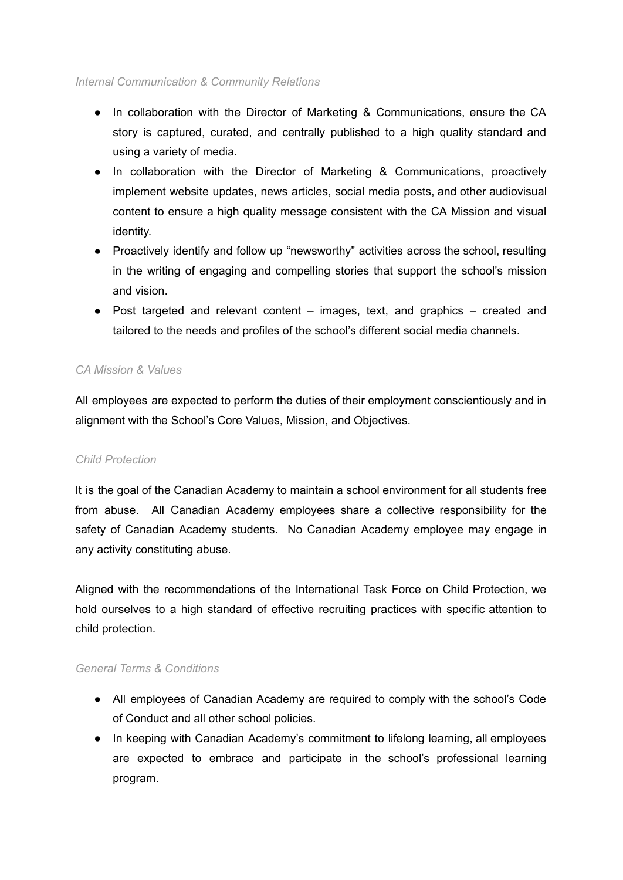*Internal Communication & Community Relations*

- In collaboration with the Director of Marketing & Communications, ensure the CA story is captured, curated, and centrally published to a high quality standard and using a variety of media.
- In collaboration with the Director of Marketing & Communications, proactively implement website updates, news articles, social media posts, and other audiovisual content to ensure a high quality message consistent with the CA Mission and visual identity.
- Proactively identify and follow up "newsworthy" activities across the school, resulting in the writing of engaging and compelling stories that support the school's mission and vision.
- Post targeted and relevant content – images, text, and graphics – created and tailored to the needs and profiles of the school's different social media channels.

*CA Mission & Values*

All employees are expected to perform the duties of their employment conscientiously and in alignment with the School's Core Values, Mission, and Objectives.

*Child Protection*

It is the goal of the Canadian Academy to maintain a school environment for all students free from abuse. All Canadian Academy employees share a collective responsibility for the safety of Canadian Academy students. No Canadian Academy employee may engage in any activity constituting abuse.

Aligned with the recommendations of the International Task Force on Child Protection, we hold ourselves to a high standard of effective recruiting practices with specific attention to child protection.

*General Terms & Conditions*

- All employees of Canadian Academy are required to comply with the school's Code of Conduct and all other school policies.
- In keeping with Canadian Academy's commitment to lifelong learning, all employees are expected to embrace and participate in the school's professional learning program.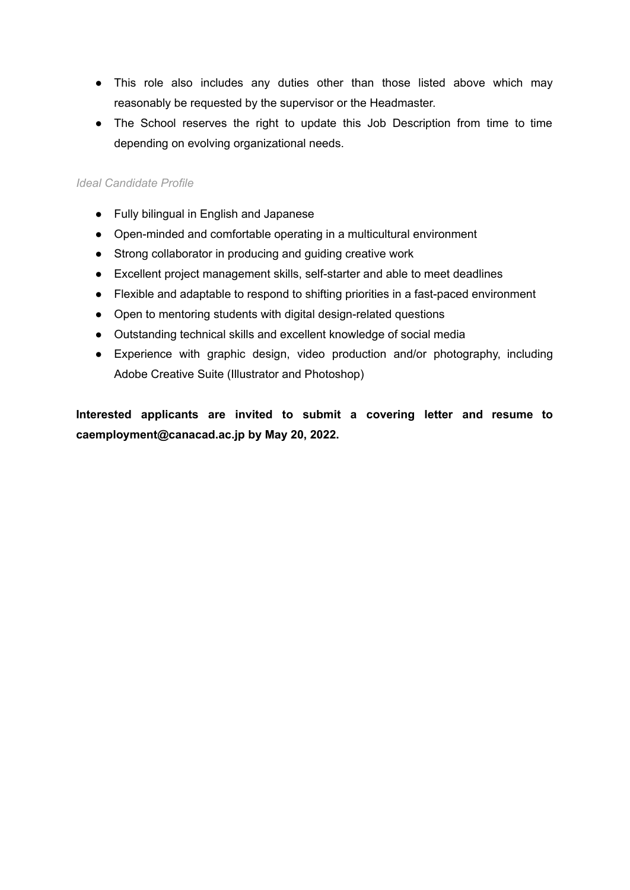- This role also includes any duties other than those listed above which may reasonably be requested by the supervisor or the Headmaster.
- The School reserves the right to update this Job Description from time to time depending on evolving organizational needs.

*Ideal Candidate Profile*

- Fully bilingual in English and Japanese
- Open-minded and comfortable operating in a multicultural environment
- Strong collaborator in producing and guiding creative work
- Excellent project management skills, self-starter and able to meet deadlines
- Flexible and adaptable to respond to shifting priorities in a fast-paced environment
- Open to mentoring students with digital design-related questions
- Outstanding technical skills and excellent knowledge of social media
- Experience with graphic design, video production and/or photography, including Adobe Creative Suite (Illustrator and Photoshop)

**Interested applicants are invited to submit a covering letter and resume to caemployment@canacad.ac.jp by May 20, 2022.**